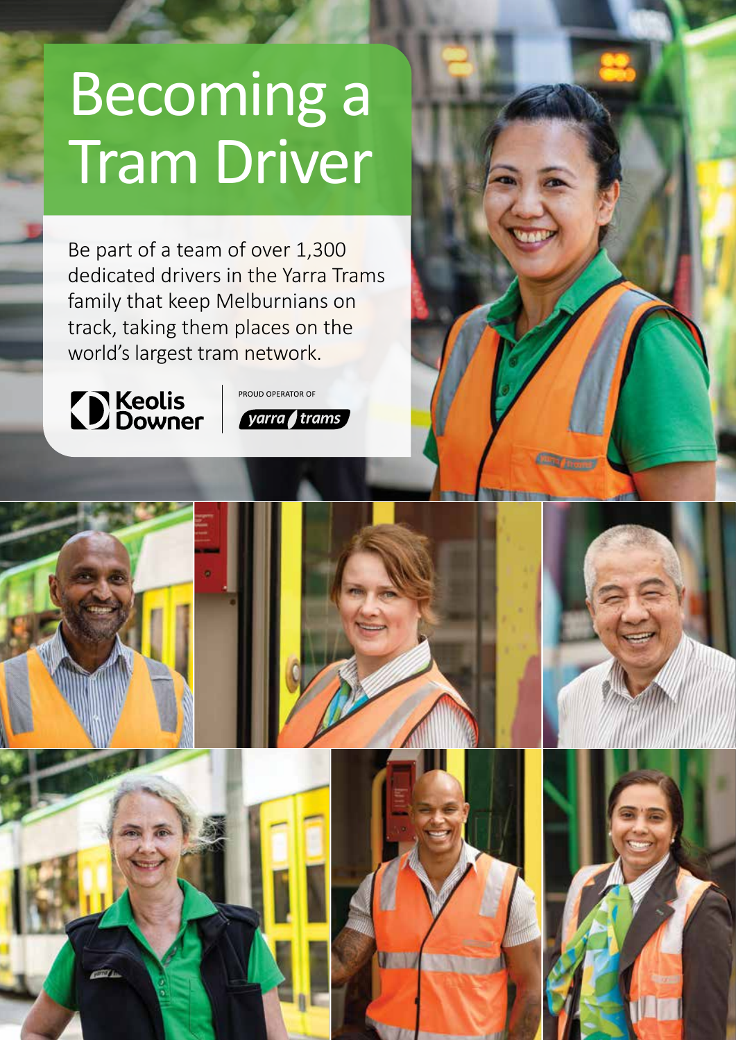# Becoming a Tram Driver

Be part of a team of over 1,300 dedicated drivers in the Yarra Trams family that keep Melburnians on track, taking them places on the world's largest tram network.

Keolis Downer | PROUD OPERATOR OF yarra trams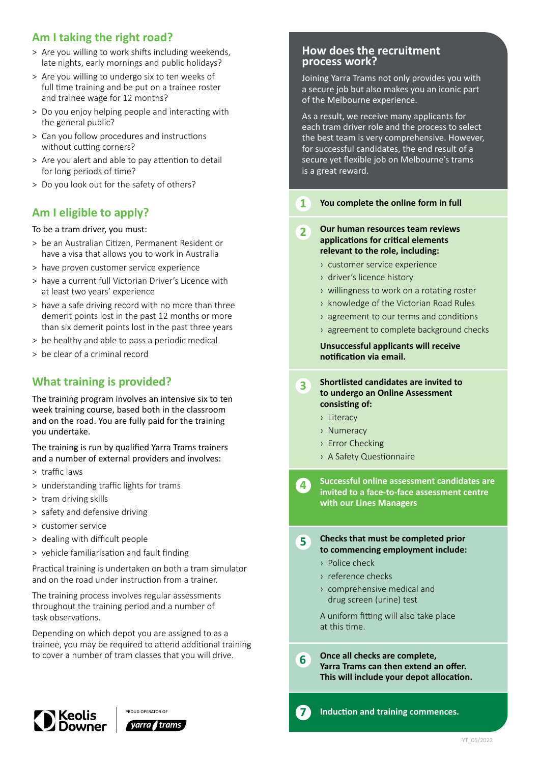## Am I taking the right road?

- Are you willing to work shifts including weekends, late nights, early mornings and public holidays?
- Are you willing to undergo six to ten weeks of full time training and be put on a trainee roster and trainee wage for 12 months?
- Do you enjoy helping people and interacting with the general public?
- Can you follow procedures and instructions without cutting corners?
- Are you alert and able to pay attention to detail for long periods of time?
- Do you look out for the safety of others?

## Am I eligible to apply?

To be a tram driver, you must:

- be an Australian Citizen, Permanent Resident or have a visa that allows you to work in Australia
- have proven customer service experience
- have a current full Victorian Driver's Licence with at least two years' experience
- have a safe driving record with no more than three demerit points lost in the past 12 months or more than six demerit points lost in the past three years
- be healthy and able to pass a periodic medical
- be clear of a criminal record

## What training is provided?

The training program involves an intensive six to ten week training course, based both in the classroom and on the road. You are fully paid for the training you undertake.

The training is run by qualified Yarra Trams trainers and a number of external providers and involves:

- traffic laws
- understanding traffic lights for trams
- tram driving skills
- safety and defensive driving
- customer service
- dealing with difficult people
- vehicle familiarisation and fault finding

Practical training is undertaken on both a tram simulator and on the road under instruction from a trainer.

The training process involves regular assessments throughout the training period and a number of task observations.

Depending on which depot you are assigned to as a trainee, you may be required to attend additional training to cover a number of tram classes that you will drive.

Keolis Downer

PROUD OPERATOR OF yarra trams

## How does the recruitment process work?

Joining Yarra Trams not only provides you with a secure job but also makes you an iconic part of the Melbourne experience.

As a result, we receive many applicants for each tram driver role and the process to select the best team is very comprehensive. However, for successful candidates, the end result of a secure yet flexible job on Melbourne's trams is a great reward.

**1** **You complete the online form in full**

**2** **Our human resources team reviews applications for critical elements relevant to the role, including:**

- customer service experience
- driver's licence history
- willingness to work on a rotating roster
- knowledge of the Victorian Road Rules
- agreement to our terms and conditions
- agreement to complete background checks

**Unsuccessful applicants will receive notification via email.**

**3** **Shortlisted candidates are invited to to undergo an Online Assessment consisting of:**

- Literacy
- Numeracy
- Error Checking
- A Safety Questionnaire

**4** **Successful online assessment candidates are invited to a face-to-face assessment centre with our Lines Managers**

**5** **Checks that must be completed prior to commencing employment include:**

- Police check
- reference checks
- comprehensive medical and drug screen (urine) test

A uniform fitting will also take place at this time.

**6** **Once all checks are complete, Yarra Trams can then extend an offer. This will include your depot allocation.**

**7** **Induction and training commences.**

YT_05/2022